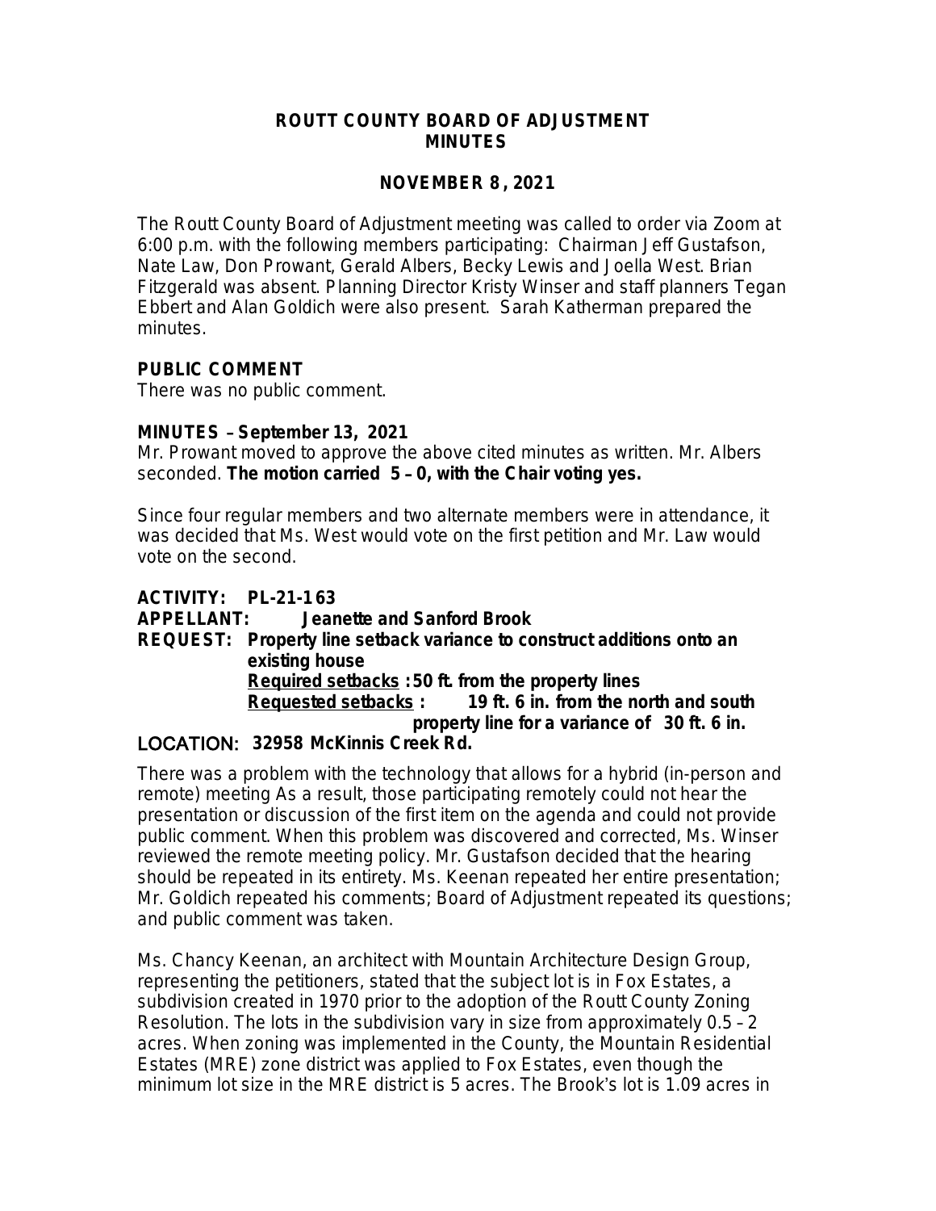# ROUTT COUNTY BOARD OF ADJUSTMENT
# MINUTES

## NOVEMBER 8, 2021

The Routt County Board of Adjustment meeting was called to order via Zoom at 6:00 p.m. with the following members participating: Chairman Jeff Gustafson, Nate Law, Don Prowant, Gerald Albers, Becky Lewis and Joella West. Brian Fitzgerald was absent. Planning Director Kristy Winser and staff planners Tegan Ebbert and Alan Goldich were also present. Sarah Katherman prepared the minutes.

### PUBLIC COMMENT

There was no public comment.

### MINUTES – September 13, 2021

Mr. Prowant moved to approve the above cited minutes as written. Mr. Albers seconded. **The motion carried 5 – 0, with the Chair voting yes.**

Since four regular members and two alternate members were in attendance, it was decided that Ms. West would vote on the first petition and Mr. Law would vote on the second.

**ACTIVITY: PL-21-163**
**APPELLANT: Jeanette and Sanford Brook**
**REQUEST: Property line setback variance to construct additions onto an existing house**
**Required setbacks: 50 ft. from the property lines**
**Requested setbacks: 19 ft. 6 in. from the north and south property line for a variance of 30 ft. 6 in.**
**LOCATION: 32958 McKinnis Creek Rd.**

There was a problem with the technology that allows for a hybrid (in-person and remote) meeting As a result, those participating remotely could not hear the presentation or discussion of the first item on the agenda and could not provide public comment. When this problem was discovered and corrected, Ms. Winser reviewed the remote meeting policy. Mr. Gustafson decided that the hearing should be repeated in its entirety. Ms. Keenan repeated her entire presentation; Mr. Goldich repeated his comments; Board of Adjustment repeated its questions; and public comment was taken.

Ms. Chancy Keenan, an architect with Mountain Architecture Design Group, representing the petitioners, stated that the subject lot is in Fox Estates, a subdivision created in 1970 prior to the adoption of the Routt County Zoning Resolution. The lots in the subdivision vary in size from approximately 0.5 – 2 acres. When zoning was implemented in the County, the Mountain Residential Estates (MRE) zone district was applied to Fox Estates, even though the minimum lot size in the MRE district is 5 acres. The Brook's lot is 1.09 acres in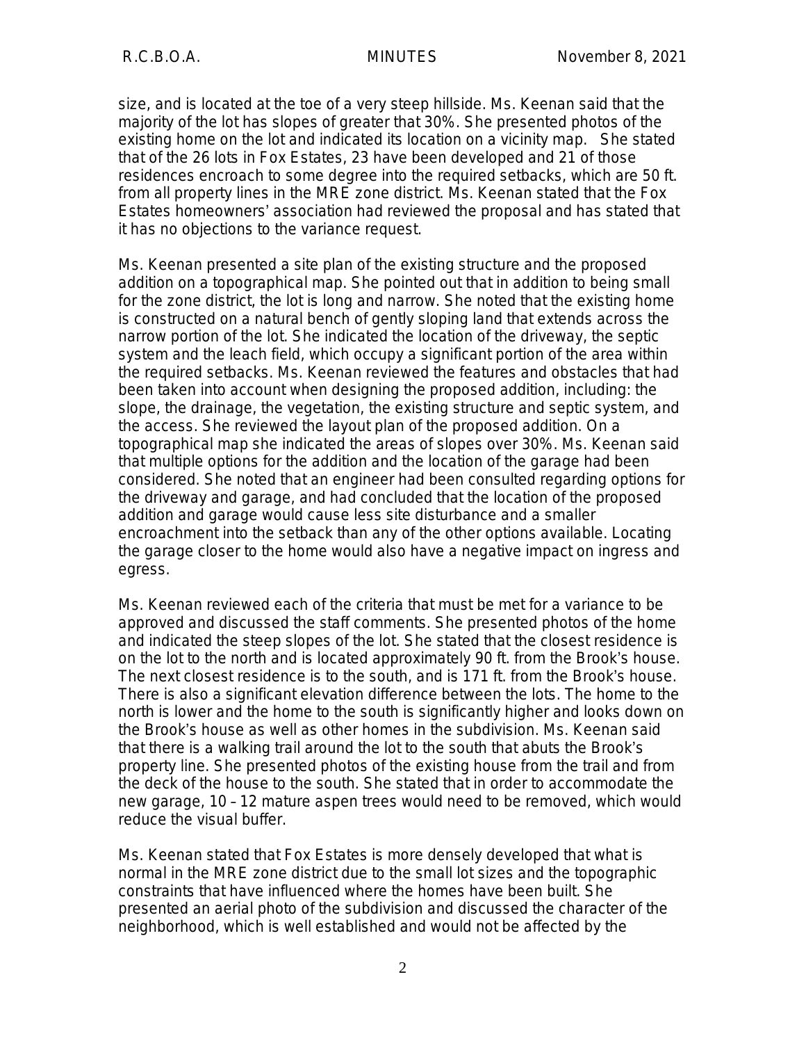size, and is located at the toe of a very steep hillside. Ms. Keenan said that the majority of the lot has slopes of greater that 30%. She presented photos of the existing home on the lot and indicated its location on a vicinity map. She stated that of the 26 lots in Fox Estates, 23 have been developed and 21 of those residences encroach to some degree into the required setbacks, which are 50 ft. from all property lines in the MRE zone district. Ms. Keenan stated that the Fox Estates homeowners' association had reviewed the proposal and has stated that it has no objections to the variance request.

Ms. Keenan presented a site plan of the existing structure and the proposed addition on a topographical map. She pointed out that in addition to being small for the zone district, the lot is long and narrow. She noted that the existing home is constructed on a natural bench of gently sloping land that extends across the narrow portion of the lot. She indicated the location of the driveway, the septic system and the leach field, which occupy a significant portion of the area within the required setbacks. Ms. Keenan reviewed the features and obstacles that had been taken into account when designing the proposed addition, including: the slope, the drainage, the vegetation, the existing structure and septic system, and the access. She reviewed the layout plan of the proposed addition. On a topographical map she indicated the areas of slopes over 30%. Ms. Keenan said that multiple options for the addition and the location of the garage had been considered. She noted that an engineer had been consulted regarding options for the driveway and garage, and had concluded that the location of the proposed addition and garage would cause less site disturbance and a smaller encroachment into the setback than any of the other options available. Locating the garage closer to the home would also have a negative impact on ingress and egress.

Ms. Keenan reviewed each of the criteria that must be met for a variance to be approved and discussed the staff comments. She presented photos of the home and indicated the steep slopes of the lot. She stated that the closest residence is on the lot to the north and is located approximately 90 ft. from the Brook's house. The next closest residence is to the south, and is 171 ft. from the Brook's house. There is also a significant elevation difference between the lots. The home to the north is lower and the home to the south is significantly higher and looks down on the Brook's house as well as other homes in the subdivision. Ms. Keenan said that there is a walking trail around the lot to the south that abuts the Brook's property line. She presented photos of the existing house from the trail and from the deck of the house to the south. She stated that in order to accommodate the new garage, 10 – 12 mature aspen trees would need to be removed, which would reduce the visual buffer.

Ms. Keenan stated that Fox Estates is more densely developed that what is normal in the MRE zone district due to the small lot sizes and the topographic constraints that have influenced where the homes have been built. She presented an aerial photo of the subdivision and discussed the character of the neighborhood, which is well established and would not be affected by the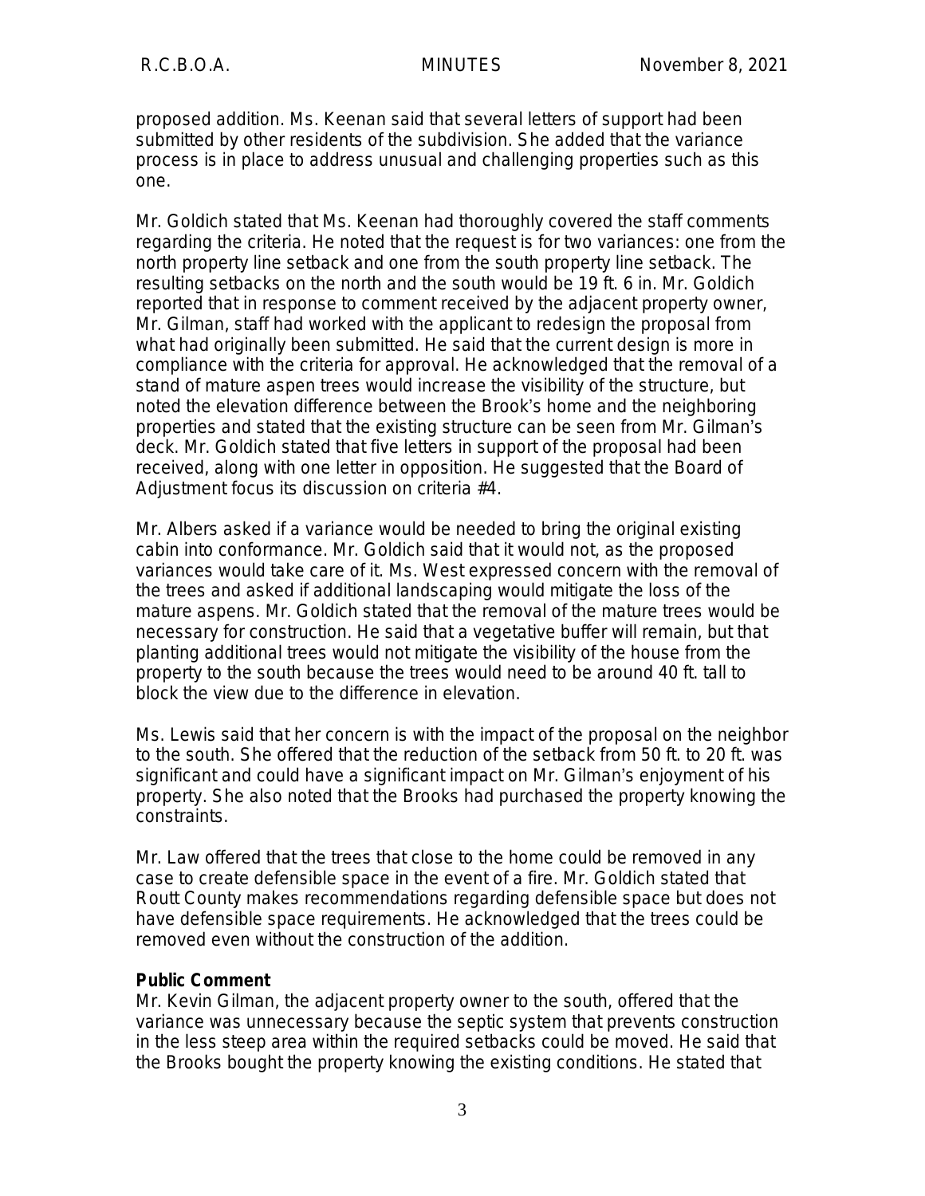proposed addition. Ms. Keenan said that several letters of support had been submitted by other residents of the subdivision. She added that the variance process is in place to address unusual and challenging properties such as this one.

Mr. Goldich stated that Ms. Keenan had thoroughly covered the staff comments regarding the criteria. He noted that the request is for two variances: one from the north property line setback and one from the south property line setback. The resulting setbacks on the north and the south would be 19 ft. 6 in. Mr. Goldich reported that in response to comment received by the adjacent property owner, Mr. Gilman, staff had worked with the applicant to redesign the proposal from what had originally been submitted. He said that the current design is more in compliance with the criteria for approval. He acknowledged that the removal of a stand of mature aspen trees would increase the visibility of the structure, but noted the elevation difference between the Brook's home and the neighboring properties and stated that the existing structure can be seen from Mr. Gilman's deck. Mr. Goldich stated that five letters in support of the proposal had been received, along with one letter in opposition. He suggested that the Board of Adjustment focus its discussion on criteria #4.

Mr. Albers asked if a variance would be needed to bring the original existing cabin into conformance. Mr. Goldich said that it would not, as the proposed variances would take care of it. Ms. West expressed concern with the removal of the trees and asked if additional landscaping would mitigate the loss of the mature aspens. Mr. Goldich stated that the removal of the mature trees would be necessary for construction. He said that a vegetative buffer will remain, but that planting additional trees would not mitigate the visibility of the house from the property to the south because the trees would need to be around 40 ft. tall to block the view due to the difference in elevation.

Ms. Lewis said that her concern is with the impact of the proposal on the neighbor to the south. She offered that the reduction of the setback from 50 ft. to 20 ft. was significant and could have a significant impact on Mr. Gilman's enjoyment of his property. She also noted that the Brooks had purchased the property knowing the constraints.

Mr. Law offered that the trees that close to the home could be removed in any case to create defensible space in the event of a fire. Mr. Goldich stated that Routt County makes recommendations regarding defensible space but does not have defensible space requirements. He acknowledged that the trees could be removed even without the construction of the addition.

**Public Comment**

Mr. Kevin Gilman, the adjacent property owner to the south, offered that the variance was unnecessary because the septic system that prevents construction in the less steep area within the required setbacks could be moved. He said that the Brooks bought the property knowing the existing conditions. He stated that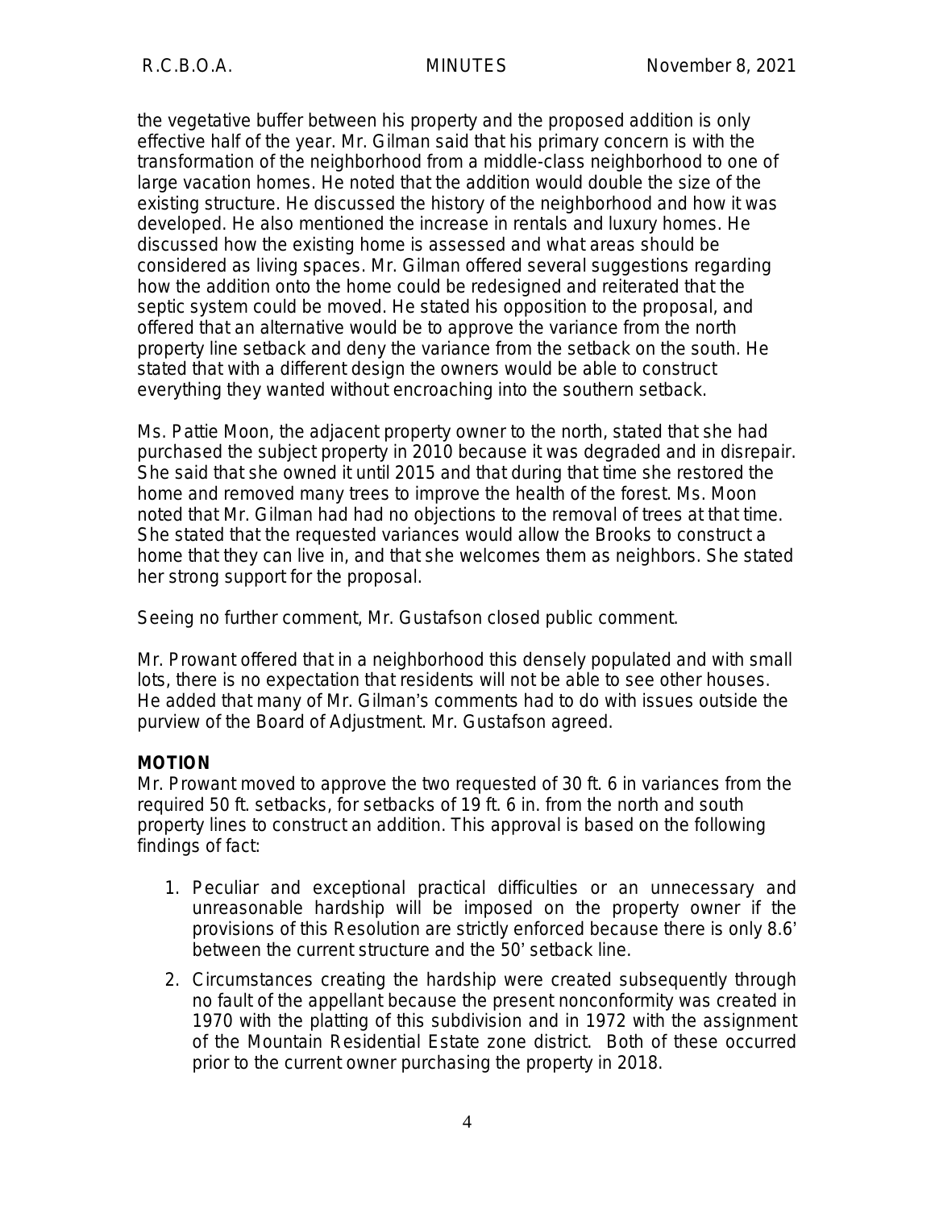the vegetative buffer between his property and the proposed addition is only effective half of the year. Mr. Gilman said that his primary concern is with the transformation of the neighborhood from a middle-class neighborhood to one of large vacation homes. He noted that the addition would double the size of the existing structure. He discussed the history of the neighborhood and how it was developed. He also mentioned the increase in rentals and luxury homes. He discussed how the existing home is assessed and what areas should be considered as living spaces. Mr. Gilman offered several suggestions regarding how the addition onto the home could be redesigned and reiterated that the septic system could be moved. He stated his opposition to the proposal, and offered that an alternative would be to approve the variance from the north property line setback and deny the variance from the setback on the south. He stated that with a different design the owners would be able to construct everything they wanted without encroaching into the southern setback.

Ms. Pattie Moon, the adjacent property owner to the north, stated that she had purchased the subject property in 2010 because it was degraded and in disrepair. She said that she owned it until 2015 and that during that time she restored the home and removed many trees to improve the health of the forest. Ms. Moon noted that Mr. Gilman had had no objections to the removal of trees at that time. She stated that the requested variances would allow the Brooks to construct a home that they can live in, and that she welcomes them as neighbors. She stated her strong support for the proposal.

Seeing no further comment, Mr. Gustafson closed public comment.

Mr. Prowant offered that in a neighborhood this densely populated and with small lots, there is no expectation that residents will not be able to see other houses. He added that many of Mr. Gilman's comments had to do with issues outside the purview of the Board of Adjustment. Mr. Gustafson agreed.

**MOTION**

Mr. Prowant moved to approve the two requested of 30 ft. 6 in variances from the required 50 ft. setbacks, for setbacks of 19 ft. 6 in. from the north and south property lines to construct an addition. This approval is based on the following findings of fact:

1. Peculiar and exceptional practical difficulties or an unnecessary and unreasonable hardship will be imposed on the property owner if the provisions of this Resolution are strictly enforced because there is only 8.6' between the current structure and the 50' setback line.
2. Circumstances creating the hardship were created subsequently through no fault of the appellant because the present nonconformity was created in 1970 with the platting of this subdivision and in 1972 with the assignment of the Mountain Residential Estate zone district. Both of these occurred prior to the current owner purchasing the property in 2018.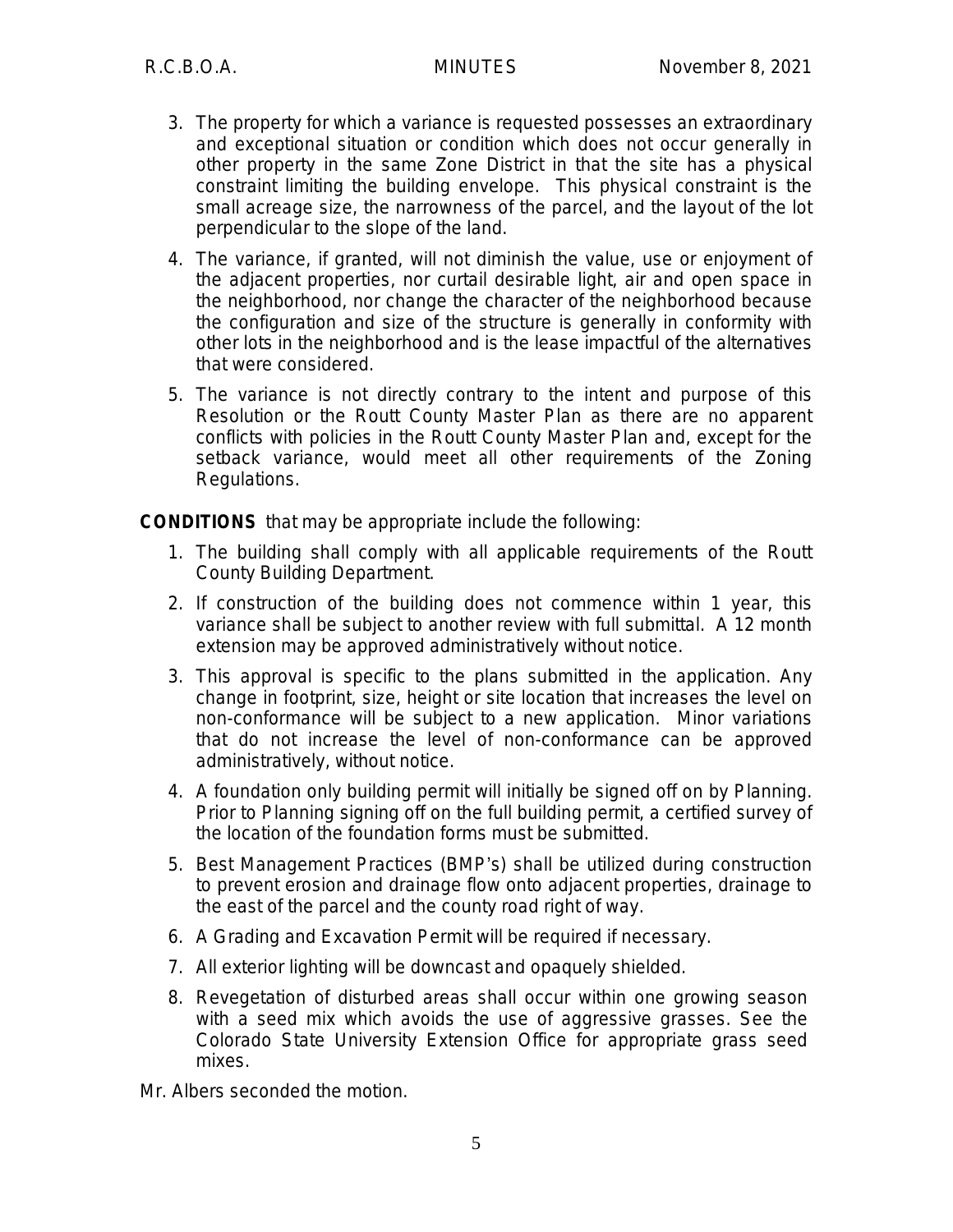3. The property for which a variance is requested possesses an extraordinary and exceptional situation or condition which does not occur generally in other property in the same Zone District in that the site has a physical constraint limiting the building envelope. This physical constraint is the small acreage size, the narrowness of the parcel, and the layout of the lot perpendicular to the slope of the land.
4. The variance, if granted, will not diminish the value, use or enjoyment of the adjacent properties, nor curtail desirable light, air and open space in the neighborhood, nor change the character of the neighborhood because the configuration and size of the structure is generally in conformity with other lots in the neighborhood and is the lease impactful of the alternatives that were considered.
5. The variance is not directly contrary to the intent and purpose of this Resolution or the Routt County Master Plan as there are no apparent conflicts with policies in the Routt County Master Plan and, except for the setback variance, would meet all other requirements of the Zoning Regulations.

**CONDITIONS** that may be appropriate include the following:

1. The building shall comply with all applicable requirements of the Routt County Building Department.
2. If construction of the building does not commence within 1 year, this variance shall be subject to another review with full submittal. A 12 month extension may be approved administratively without notice.
3. This approval is specific to the plans submitted in the application. Any change in footprint, size, height or site location that increases the level on non-conformance will be subject to a new application. Minor variations that do not increase the level of non-conformance can be approved administratively, without notice.
4. A foundation only building permit will initially be signed off on by Planning. Prior to Planning signing off on the full building permit, a certified survey of the location of the foundation forms must be submitted.
5. Best Management Practices (BMP's) shall be utilized during construction to prevent erosion and drainage flow onto adjacent properties, drainage to the east of the parcel and the county road right of way.
6. A Grading and Excavation Permit will be required if necessary.
7. All exterior lighting will be downcast and opaquely shielded.
8. Revegetation of disturbed areas shall occur within one growing season with a seed mix which avoids the use of aggressive grasses. See the Colorado State University Extension Office for appropriate grass seed mixes.

Mr. Albers seconded the motion.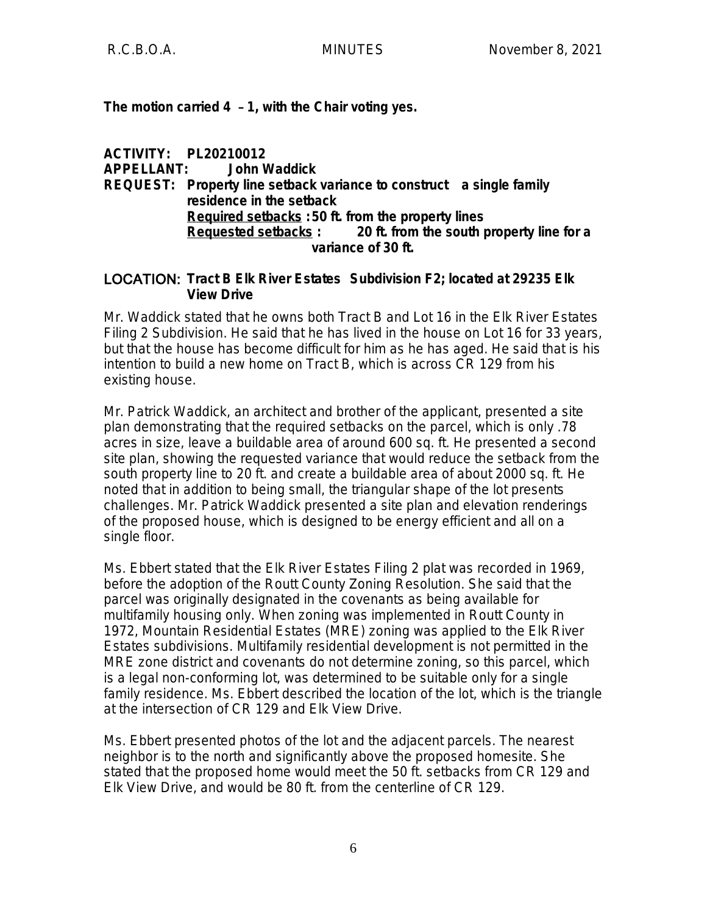**The motion carried 4 – 1, with the Chair voting yes.**

**ACTIVITY: PL20210012**
**APPELLANT: John Waddick**
**REQUEST: Property line setback variance to construct a single family residence in the setback**
**<u>Required setbacks</u> : 50 ft. from the property lines**
**<u>Requested setbacks</u> : 20 ft. from the south property line for a variance of 30 ft.**

**LOCATION: Tract B Elk River Estates Subdivision F2; located at 29235 Elk View Drive**

Mr. Waddick stated that he owns both Tract B and Lot 16 in the Elk River Estates Filing 2 Subdivision. He said that he has lived in the house on Lot 16 for 33 years, but that the house has become difficult for him as he has aged. He said that is his intention to build a new home on Tract B, which is across CR 129 from his existing house.

Mr. Patrick Waddick, an architect and brother of the applicant, presented a site plan demonstrating that the required setbacks on the parcel, which is only .78 acres in size, leave a buildable area of around 600 sq. ft. He presented a second site plan, showing the requested variance that would reduce the setback from the south property line to 20 ft. and create a buildable area of about 2000 sq. ft. He noted that in addition to being small, the triangular shape of the lot presents challenges. Mr. Patrick Waddick presented a site plan and elevation renderings of the proposed house, which is designed to be energy efficient and all on a single floor.

Ms. Ebbert stated that the Elk River Estates Filing 2 plat was recorded in 1969, before the adoption of the Routt County Zoning Resolution. She said that the parcel was originally designated in the covenants as being available for multifamily housing only. When zoning was implemented in Routt County in 1972, Mountain Residential Estates (MRE) zoning was applied to the Elk River Estates subdivisions. Multifamily residential development is not permitted in the MRE zone district and covenants do not determine zoning, so this parcel, which is a legal non-conforming lot, was determined to be suitable only for a single family residence. Ms. Ebbert described the location of the lot, which is the triangle at the intersection of CR 129 and Elk View Drive.

Ms. Ebbert presented photos of the lot and the adjacent parcels. The nearest neighbor is to the north and significantly above the proposed homesite. She stated that the proposed home would meet the 50 ft. setbacks from CR 129 and Elk View Drive, and would be 80 ft. from the centerline of CR 129.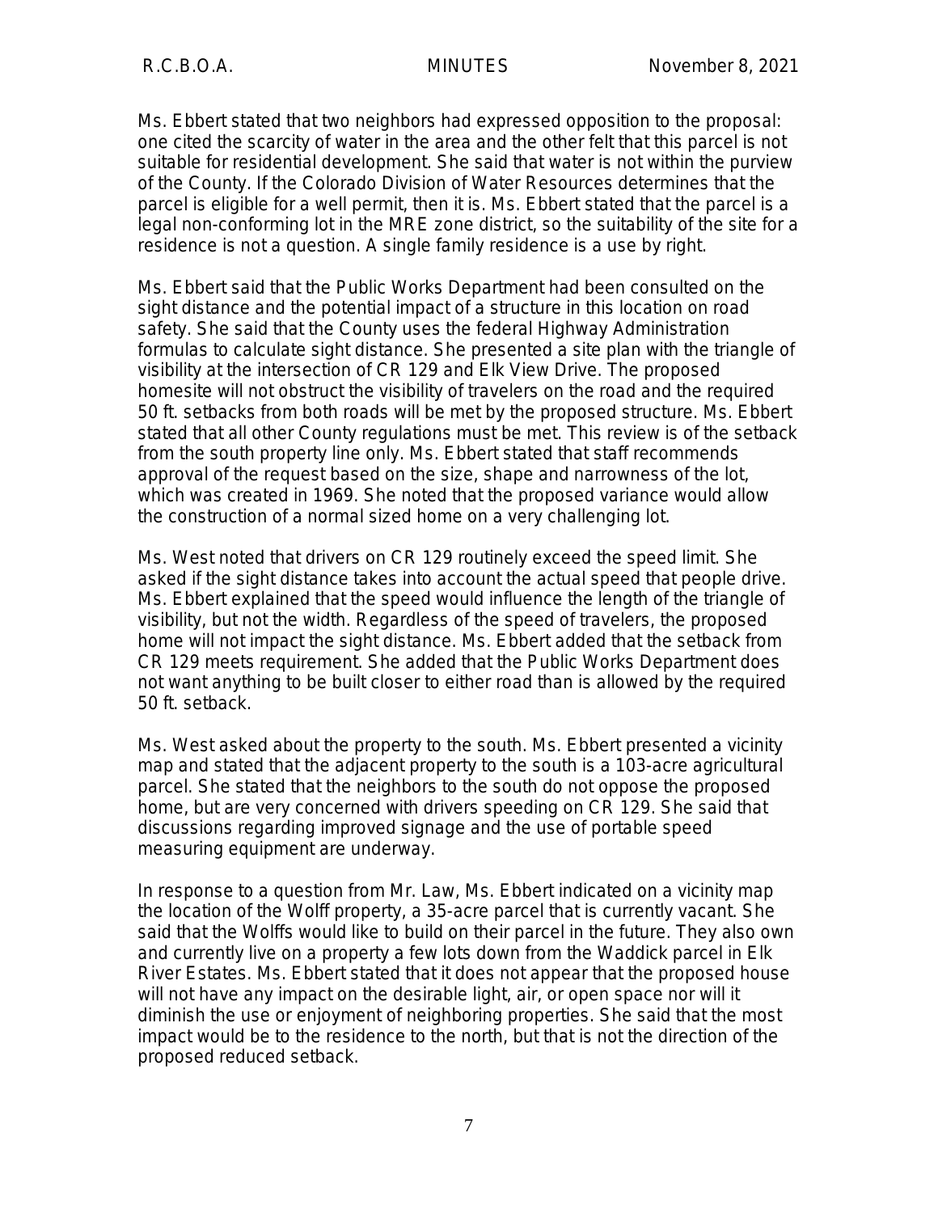Ms. Ebbert stated that two neighbors had expressed opposition to the proposal: one cited the scarcity of water in the area and the other felt that this parcel is not suitable for residential development. She said that water is not within the purview of the County. If the Colorado Division of Water Resources determines that the parcel is eligible for a well permit, then it is. Ms. Ebbert stated that the parcel is a legal non-conforming lot in the MRE zone district, so the suitability of the site for a residence is not a question. A single family residence is a use by right.

Ms. Ebbert said that the Public Works Department had been consulted on the sight distance and the potential impact of a structure in this location on road safety. She said that the County uses the federal Highway Administration formulas to calculate sight distance. She presented a site plan with the triangle of visibility at the intersection of CR 129 and Elk View Drive. The proposed homesite will not obstruct the visibility of travelers on the road and the required 50 ft. setbacks from both roads will be met by the proposed structure. Ms. Ebbert stated that all other County regulations must be met. This review is of the setback from the south property line only. Ms. Ebbert stated that staff recommends approval of the request based on the size, shape and narrowness of the lot, which was created in 1969. She noted that the proposed variance would allow the construction of a normal sized home on a very challenging lot.

Ms. West noted that drivers on CR 129 routinely exceed the speed limit. She asked if the sight distance takes into account the actual speed that people drive. Ms. Ebbert explained that the speed would influence the length of the triangle of visibility, but not the width. Regardless of the speed of travelers, the proposed home will not impact the sight distance. Ms. Ebbert added that the setback from CR 129 meets requirement. She added that the Public Works Department does not want anything to be built closer to either road than is allowed by the required 50 ft. setback.

Ms. West asked about the property to the south. Ms. Ebbert presented a vicinity map and stated that the adjacent property to the south is a 103-acre agricultural parcel. She stated that the neighbors to the south do not oppose the proposed home, but are very concerned with drivers speeding on CR 129. She said that discussions regarding improved signage and the use of portable speed measuring equipment are underway.

In response to a question from Mr. Law, Ms. Ebbert indicated on a vicinity map the location of the Wolff property, a 35-acre parcel that is currently vacant. She said that the Wolffs would like to build on their parcel in the future. They also own and currently live on a property a few lots down from the Waddick parcel in Elk River Estates. Ms. Ebbert stated that it does not appear that the proposed house will not have any impact on the desirable light, air, or open space nor will it diminish the use or enjoyment of neighboring properties. She said that the most impact would be to the residence to the north, but that is not the direction of the proposed reduced setback.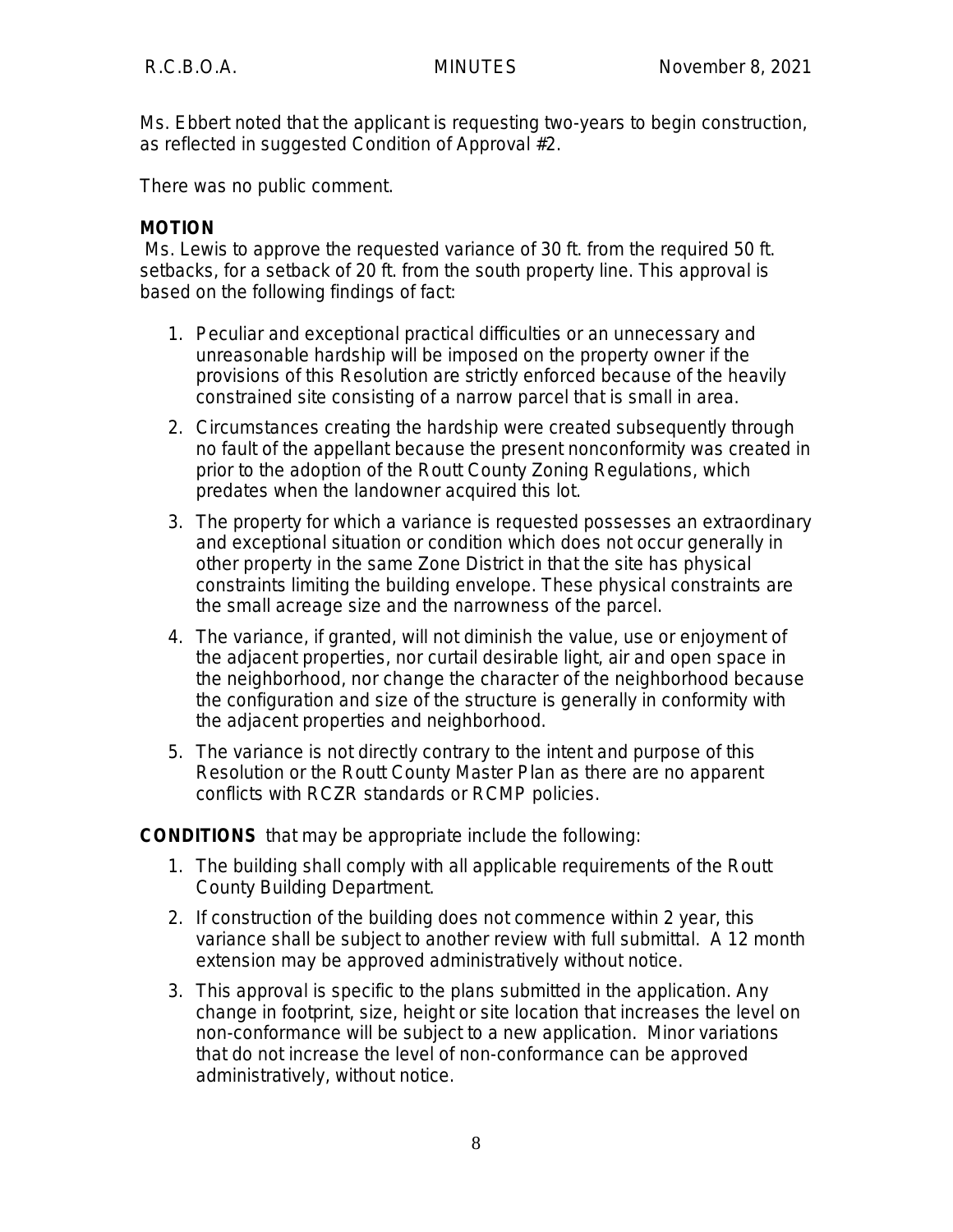Ms. Ebbert noted that the applicant is requesting two-years to begin construction, as reflected in suggested Condition of Approval #2.

There was no public comment.

**MOTION**

Ms. Lewis to approve the requested variance of 30 ft. from the required 50 ft. setbacks, for a setback of 20 ft. from the south property line. This approval is based on the following findings of fact:

1. Peculiar and exceptional practical difficulties or an unnecessary and unreasonable hardship will be imposed on the property owner if the provisions of this Resolution are strictly enforced because of the heavily constrained site consisting of a narrow parcel that is small in area.
2. Circumstances creating the hardship were created subsequently through no fault of the appellant because the present nonconformity was created in prior to the adoption of the Routt County Zoning Regulations, which predates when the landowner acquired this lot.
3. The property for which a variance is requested possesses an extraordinary and exceptional situation or condition which does not occur generally in other property in the same Zone District in that the site has physical constraints limiting the building envelope. These physical constraints are the small acreage size and the narrowness of the parcel.
4. The variance, if granted, will not diminish the value, use or enjoyment of the adjacent properties, nor curtail desirable light, air and open space in the neighborhood, nor change the character of the neighborhood because the configuration and size of the structure is generally in conformity with the adjacent properties and neighborhood.
5. The variance is not directly contrary to the intent and purpose of this Resolution or the Routt County Master Plan as there are no apparent conflicts with RCZR standards or RCMP policies.

**CONDITIONS** that may be appropriate include the following:

1. The building shall comply with all applicable requirements of the Routt County Building Department.
2. If construction of the building does not commence within 2 year, this variance shall be subject to another review with full submittal. A 12 month extension may be approved administratively without notice.
3. This approval is specific to the plans submitted in the application. Any change in footprint, size, height or site location that increases the level on non-conformance will be subject to a new application. Minor variations that do not increase the level of non-conformance can be approved administratively, without notice.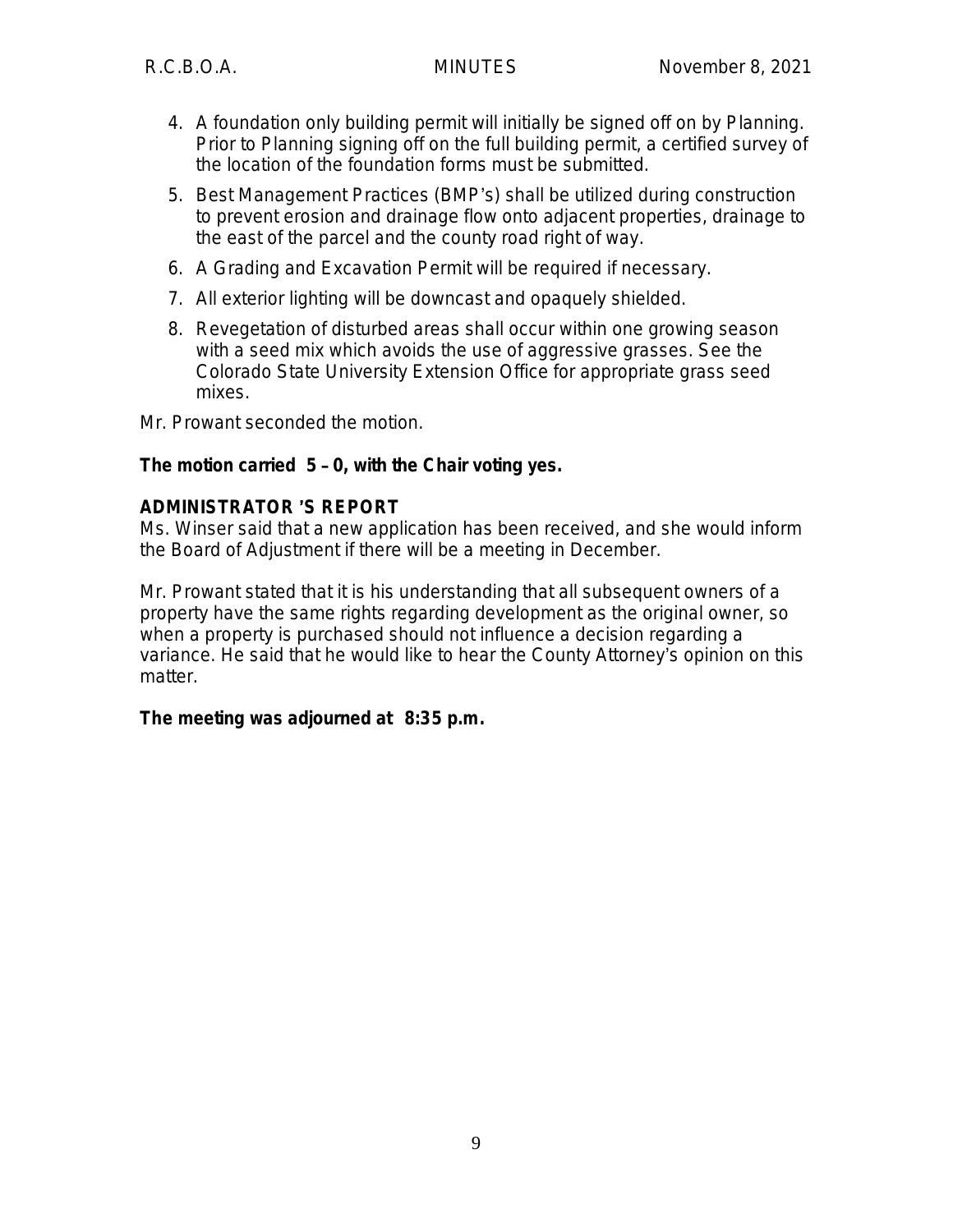4. A foundation only building permit will initially be signed off on by Planning. Prior to Planning signing off on the full building permit, a certified survey of the location of the foundation forms must be submitted.
5. Best Management Practices (BMP's) shall be utilized during construction to prevent erosion and drainage flow onto adjacent properties, drainage to the east of the parcel and the county road right of way.
6. A Grading and Excavation Permit will be required if necessary.
7. All exterior lighting will be downcast and opaquely shielded.
8. Revegetation of disturbed areas shall occur within one growing season with a seed mix which avoids the use of aggressive grasses. See the Colorado State University Extension Office for appropriate grass seed mixes.

Mr. Prowant seconded the motion.

**The motion carried 5 – 0, with the Chair voting yes.**

**ADMINISTRATOR'S REPORT**

Ms. Winser said that a new application has been received, and she would inform the Board of Adjustment if there will be a meeting in December.

Mr. Prowant stated that it is his understanding that all subsequent owners of a property have the same rights regarding development as the original owner, so when a property is purchased should not influence a decision regarding a variance. He said that he would like to hear the County Attorney's opinion on this matter.

**The meeting was adjourned at 8:35 p.m.**